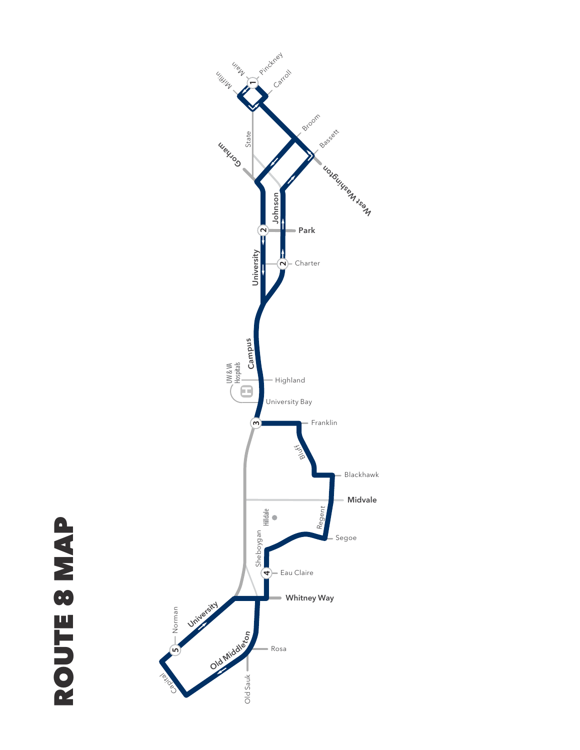# ROUTE 8 MAP

Mifflin
Main
Pinckney
Carroll
1
State
Broom
Bassett
Gorham
West Washington
Johnson
Park
2
Charter
2
University
Campus
UW & VA Hospitals
Highland
University Bay
3
Franklin
Bluff
Blackhawk
Midvale
Hilldale
Regent
Segoe
Sheboygan
4
Eau Claire
Whitney Way
Norman
University
5
Rosa
Old Middleton
Capital
Old Sauk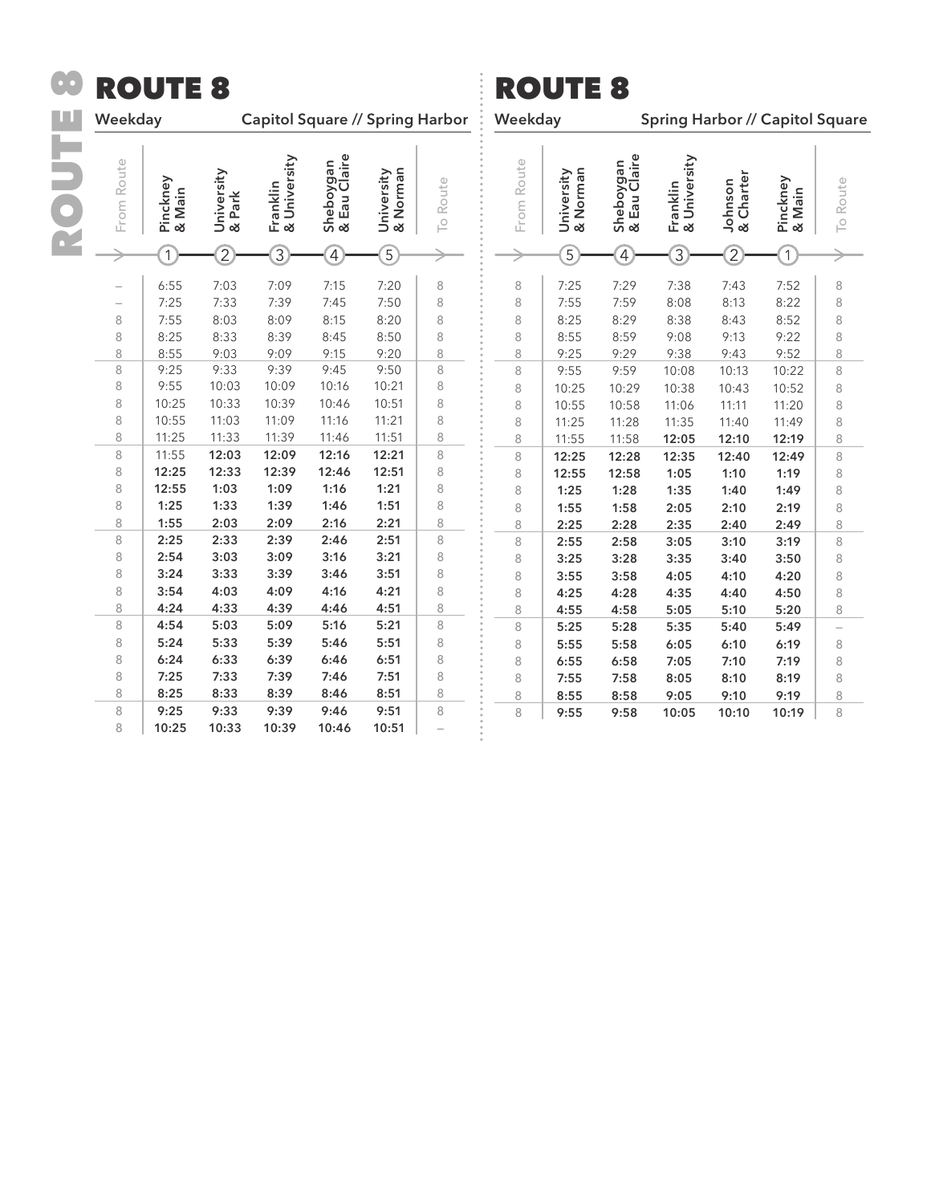## ROUTE 8

**Weekday** — Capitol Square // Spring Harbor

| From Route | Pinckney & Main (1) | University & Park (2) | Franklin & University (3) | Sheboygan & Eau Claire (4) | University & Norman (5) | To Route |
|---|---|---|---|---|---|---|
| – | 6:55 | 7:03 | 7:09 | 7:15 | 7:20 | 8 |
| – | 7:25 | 7:33 | 7:39 | 7:45 | 7:50 | 8 |
| 8 | 7:55 | 8:03 | 8:09 | 8:15 | 8:20 | 8 |
| 8 | 8:25 | 8:33 | 8:39 | 8:45 | 8:50 | 8 |
| 8 | 8:55 | 9:03 | 9:09 | 9:15 | 9:20 | 8 |
| 8 | 9:25 | 9:33 | 9:39 | 9:45 | 9:50 | 8 |
| 8 | 9:55 | 10:03 | 10:09 | 10:16 | 10:21 | 8 |
| 8 | 10:25 | 10:33 | 10:39 | 10:46 | 10:51 | 8 |
| 8 | 10:55 | 11:03 | 11:09 | 11:16 | 11:21 | 8 |
| 8 | 11:25 | 11:33 | 11:39 | 11:46 | 11:51 | 8 |
| 8 | 11:55 | **12:03** | **12:09** | **12:16** | **12:21** | 8 |
| 8 | **12:25** | **12:33** | **12:39** | **12:46** | **12:51** | 8 |
| 8 | **12:55** | **1:03** | **1:09** | **1:16** | **1:21** | 8 |
| 8 | **1:25** | **1:33** | **1:39** | **1:46** | **1:51** | 8 |
| 8 | **1:55** | **2:03** | **2:09** | **2:16** | **2:21** | 8 |
| 8 | **2:25** | **2:33** | **2:39** | **2:46** | **2:51** | 8 |
| 8 | **2:54** | **3:03** | **3:09** | **3:16** | **3:21** | 8 |
| 8 | **3:24** | **3:33** | **3:39** | **3:46** | **3:51** | 8 |
| 8 | **3:54** | **4:03** | **4:09** | **4:16** | **4:21** | 8 |
| 8 | **4:24** | **4:33** | **4:39** | **4:46** | **4:51** | 8 |
| 8 | **4:54** | **5:03** | **5:09** | **5:16** | **5:21** | 8 |
| 8 | **5:24** | **5:33** | **5:39** | **5:46** | **5:51** | 8 |
| 8 | **6:24** | **6:33** | **6:39** | **6:46** | **6:51** | 8 |
| 8 | **7:25** | **7:33** | **7:39** | **7:46** | **7:51** | 8 |
| 8 | **8:25** | **8:33** | **8:39** | **8:46** | **8:51** | 8 |
| 8 | **9:25** | **9:33** | **9:39** | **9:46** | **9:51** | 8 |
| 8 | **10:25** | **10:33** | **10:39** | **10:46** | **10:51** | – |

## ROUTE 8

**Weekday** — Spring Harbor // Capitol Square

| From Route | University & Norman (5) | Sheboygan & Eau Claire (4) | Franklin & University (3) | Johnson & Charter (2) | Pinckney & Main (1) | To Route |
|---|---|---|---|---|---|---|
| 8 | 7:25 | 7:29 | 7:38 | 7:43 | 7:52 | 8 |
| 8 | 7:55 | 7:59 | 8:08 | 8:13 | 8:22 | 8 |
| 8 | 8:25 | 8:29 | 8:38 | 8:43 | 8:52 | 8 |
| 8 | 8:55 | 8:59 | 9:08 | 9:13 | 9:22 | 8 |
| 8 | 9:25 | 9:29 | 9:38 | 9:43 | 9:52 | 8 |
| 8 | 9:55 | 9:59 | 10:08 | 10:13 | 10:22 | 8 |
| 8 | 10:25 | 10:29 | 10:38 | 10:43 | 10:52 | 8 |
| 8 | 10:55 | 10:58 | 11:06 | 11:11 | 11:20 | 8 |
| 8 | 11:25 | 11:28 | 11:35 | 11:40 | 11:49 | 8 |
| 8 | 11:55 | 11:58 | **12:05** | **12:10** | **12:19** | 8 |
| 8 | **12:25** | **12:28** | **12:35** | **12:40** | **12:49** | 8 |
| 8 | **12:55** | **12:58** | **1:05** | **1:10** | **1:19** | 8 |
| 8 | **1:25** | **1:28** | **1:35** | **1:40** | **1:49** | 8 |
| 8 | **1:55** | **1:58** | **2:05** | **2:10** | **2:19** | 8 |
| 8 | **2:25** | **2:28** | **2:35** | **2:40** | **2:49** | 8 |
| 8 | **2:55** | **2:58** | **3:05** | **3:10** | **3:19** | 8 |
| 8 | **3:25** | **3:28** | **3:35** | **3:40** | **3:50** | 8 |
| 8 | **3:55** | **3:58** | **4:05** | **4:10** | **4:20** | 8 |
| 8 | **4:25** | **4:28** | **4:35** | **4:40** | **4:50** | 8 |
| 8 | **4:55** | **4:58** | **5:05** | **5:10** | **5:20** | 8 |
| 8 | **5:25** | **5:28** | **5:35** | **5:40** | **5:49** | – |
| 8 | **5:55** | **5:58** | **6:05** | **6:10** | **6:19** | 8 |
| 8 | **6:55** | **6:58** | **7:05** | **7:10** | **7:19** | 8 |
| 8 | **7:55** | **7:58** | **8:05** | **8:10** | **8:19** | 8 |
| 8 | **8:55** | **8:58** | **9:05** | **9:10** | **9:19** | 8 |
| 8 | **9:55** | **9:58** | **10:05** | **10:10** | **10:19** | 8 |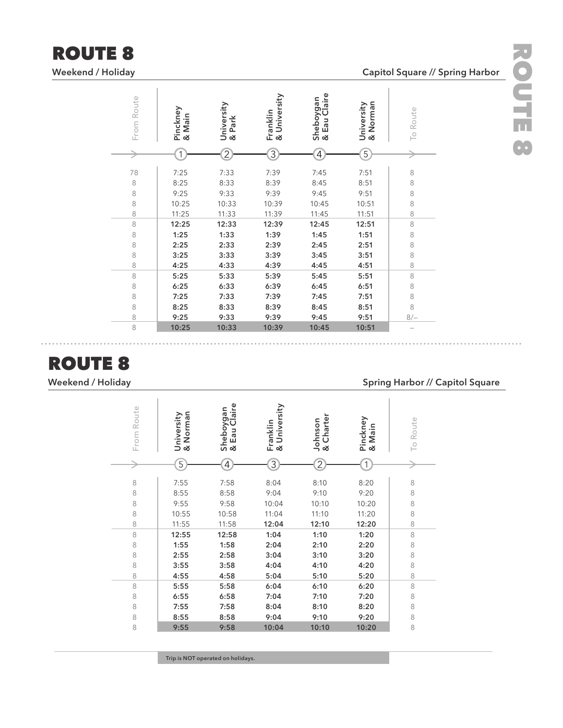# ROUTE 8

**Weekend / Holiday** — **Capitol Square // Spring Harbor**

| From Route | Pinckney & Main (1) | University & Park (2) | Franklin & University (3) | Sheboygan & Eau Claire (4) | University & Norman (5) | To Route |
|---|---|---|---|---|---|---|
| 78 | 7:25 | 7:33 | 7:39 | 7:45 | 7:51 | 8 |
| 8 | 8:25 | 8:33 | 8:39 | 8:45 | 8:51 | 8 |
| 8 | 9:25 | 9:33 | 9:39 | 9:45 | 9:51 | 8 |
| 8 | 10:25 | 10:33 | 10:39 | 10:45 | 10:51 | 8 |
| 8 | 11:25 | 11:33 | 11:39 | 11:45 | 11:51 | 8 |
| 8 | **12:25** | **12:33** | **12:39** | **12:45** | **12:51** | 8 |
| 8 | **1:25** | **1:33** | **1:39** | **1:45** | **1:51** | 8 |
| 8 | **2:25** | **2:33** | **2:39** | **2:45** | **2:51** | 8 |
| 8 | **3:25** | **3:33** | **3:39** | **3:45** | **3:51** | 8 |
| 8 | **4:25** | **4:33** | **4:39** | **4:45** | **4:51** | 8 |
| 8 | **5:25** | **5:33** | **5:39** | **5:45** | **5:51** | 8 |
| 8 | **6:25** | **6:33** | **6:39** | **6:45** | **6:51** | 8 |
| 8 | **7:25** | **7:33** | **7:39** | **7:45** | **7:51** | 8 |
| 8 | **8:25** | **8:33** | **8:39** | **8:45** | **8:51** | 8 |
| 8 | **9:25** | **9:33** | **9:39** | **9:45** | **9:51** | 8/– |
| 8 | **10:25** | **10:33** | **10:39** | **10:45** | **10:51** | – |

# ROUTE 8

**Weekend / Holiday** — **Spring Harbor // Capitol Square**

| From Route | University & Norman (5) | Sheboygan & Eau Claire (4) | Franklin & University (3) | Johnson & Charter (2) | Pinckney & Main (1) | To Route |
|---|---|---|---|---|---|---|
| 8 | 7:55 | 7:58 | 8:04 | 8:10 | 8:20 | 8 |
| 8 | 8:55 | 8:58 | 9:04 | 9:10 | 9:20 | 8 |
| 8 | 9:55 | 9:58 | 10:04 | 10:10 | 10:20 | 8 |
| 8 | 10:55 | 10:58 | 11:04 | 11:10 | 11:20 | 8 |
| 8 | 11:55 | 11:58 | **12:04** | **12:10** | **12:20** | 8 |
| 8 | **12:55** | **12:58** | **1:04** | **1:10** | **1:20** | 8 |
| 8 | **1:55** | **1:58** | **2:04** | **2:10** | **2:20** | 8 |
| 8 | **2:55** | **2:58** | **3:04** | **3:10** | **3:20** | 8 |
| 8 | **3:55** | **3:58** | **4:04** | **4:10** | **4:20** | 8 |
| 8 | **4:55** | **4:58** | **5:04** | **5:10** | **5:20** | 8 |
| 8 | **5:55** | **5:58** | **6:04** | **6:10** | **6:20** | 8 |
| 8 | **6:55** | **6:58** | **7:04** | **7:10** | **7:20** | 8 |
| 8 | **7:55** | **7:58** | **8:04** | **8:10** | **8:20** | 8 |
| 8 | **8:55** | **8:58** | **9:04** | **9:10** | **9:20** | 8 |
| 8 | **9:55** | **9:58** | **10:04** | **10:10** | **10:20** | 8 |

**Trip is NOT operated on holidays.** (shaded trips: 10:25 trip Capitol Square // Spring Harbor; 9:55 trip Spring Harbor // Capitol Square)